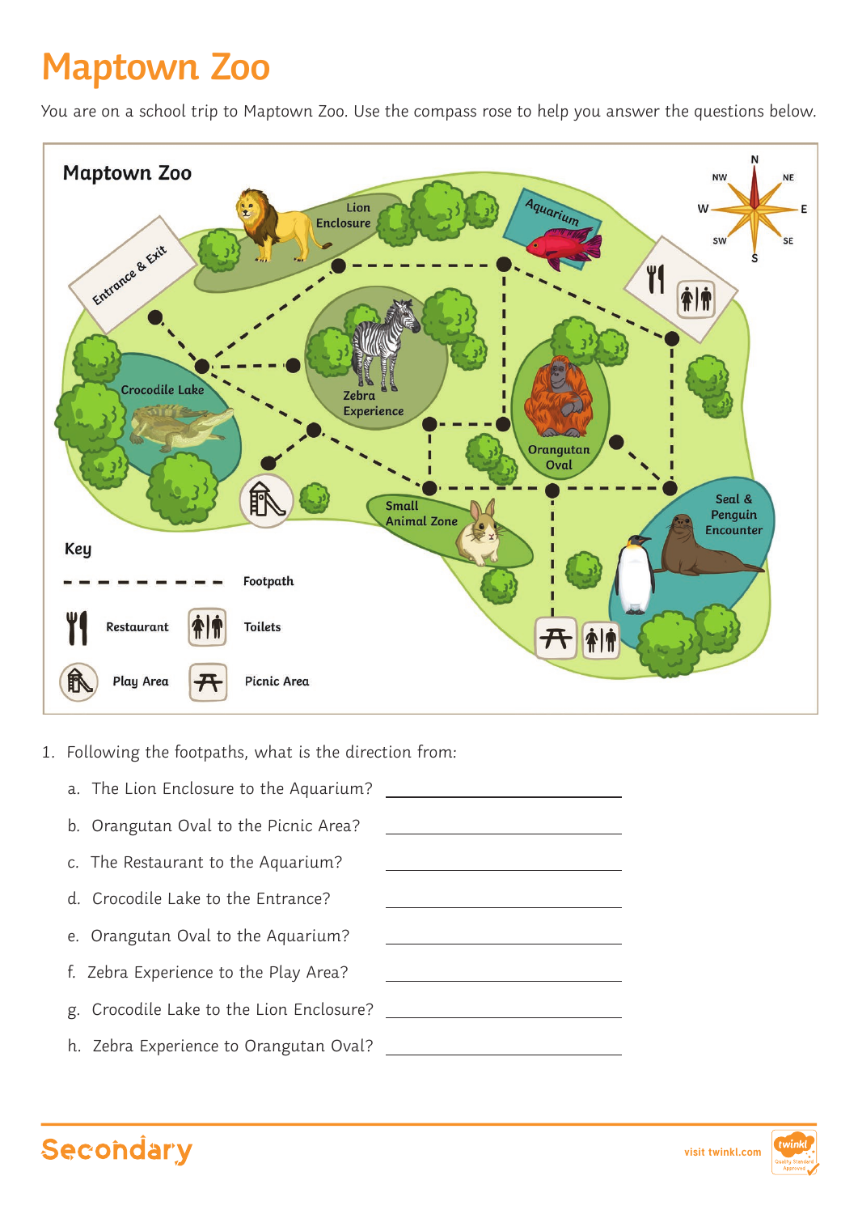# Maptown Zoo

You are on a school trip to Maptown Zoo. Use the compass rose to help you answer the questions below.

1. Following the footpaths, what is the direction from:

   a. The Lion Enclosure to the Aquarium? ____________________

   b. Orangutan Oval to the Picnic Area? ____________________

   c. The Restaurant to the Aquarium? ____________________

   d. Crocodile Lake to the Entrance? ____________________

   e. Orangutan Oval to the Aquarium? ____________________

   f. Zebra Experience to the Play Area? ____________________

   g. Crocodile Lake to the Lion Enclosure? ____________________

   h. Zebra Experience to Orangutan Oval? ____________________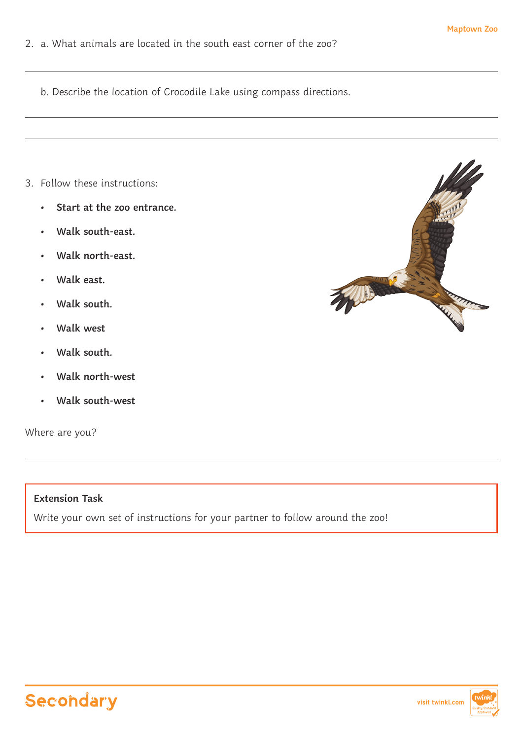2. a. What animals are located in the south east corner of the zoo?

   b. Describe the location of Crocodile Lake using compass directions.

3. Follow these instructions:

   - **Start at the zoo entrance.**
   - **Walk south-east.**
   - **Walk north-east.**
   - **Walk east.**
   - **Walk south.**
   - **Walk west**
   - **Walk south.**
   - **Walk north-west**
   - **Walk south-west**

Where are you?

**Extension Task**

Write your own set of instructions for your partner to follow around the zoo!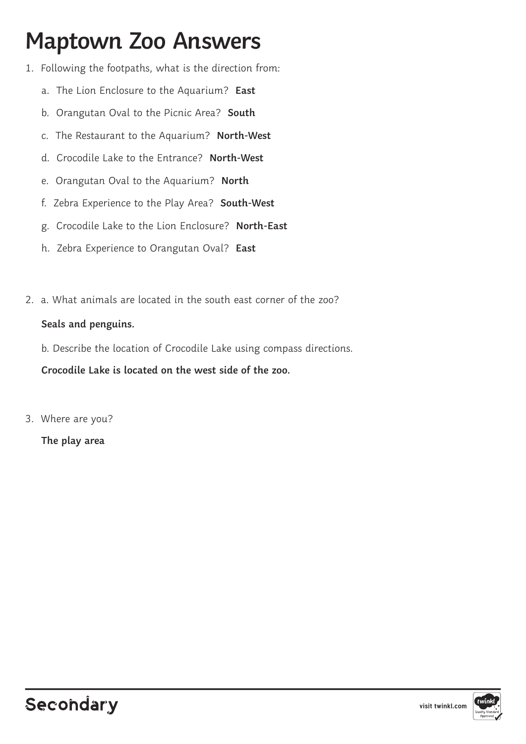# Maptown Zoo Answers

1. Following the footpaths, what is the direction from:
   a. The Lion Enclosure to the Aquarium? **East**
   b. Orangutan Oval to the Picnic Area? **South**
   c. The Restaurant to the Aquarium? **North-West**
   d. Crocodile Lake to the Entrance? **North-West**
   e. Orangutan Oval to the Aquarium? **North**
   f. Zebra Experience to the Play Area? **South-West**
   g. Crocodile Lake to the Lion Enclosure? **North-East**
   h. Zebra Experience to Orangutan Oval? **East**

2. a. What animals are located in the south east corner of the zoo?

   **Seals and penguins.**

   b. Describe the location of Crocodile Lake using compass directions.

   **Crocodile Lake is located on the west side of the zoo.**

3. Where are you?

   **The play area**